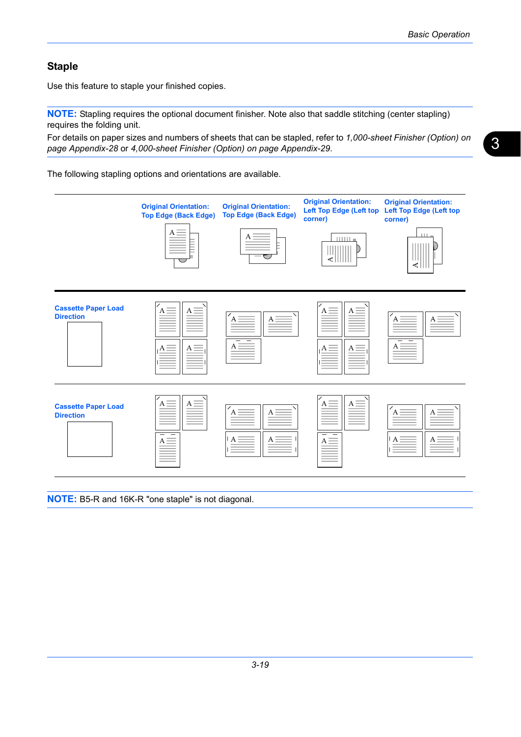## Staple

Use this feature to staple your finished copies.

**NOTE:** Stapling requires the optional document finisher. Note also that saddle stitching (center stapling) requires the folding unit.

For details on paper sizes and numbers of sheets that can be stapled, refer to *1,000-sheet Finisher (Option) on page Appendix-28* or *4,000-sheet Finisher (Option) on page Appendix-29*.

The following stapling options and orientations are available.

| | Original Orientation: Top Edge (Back Edge) | Original Orientation: Top Edge (Back Edge) | Original Orientation: Left Top Edge (Left top corner) | Original Orientation: Left Top Edge (Left top corner) |
|---|---|---|---|---|
| Cassette Paper Load Direction | | | | |
| Cassette Paper Load Direction | | | | |

**NOTE:** B5-R and 16K-R "one staple" is not diagonal.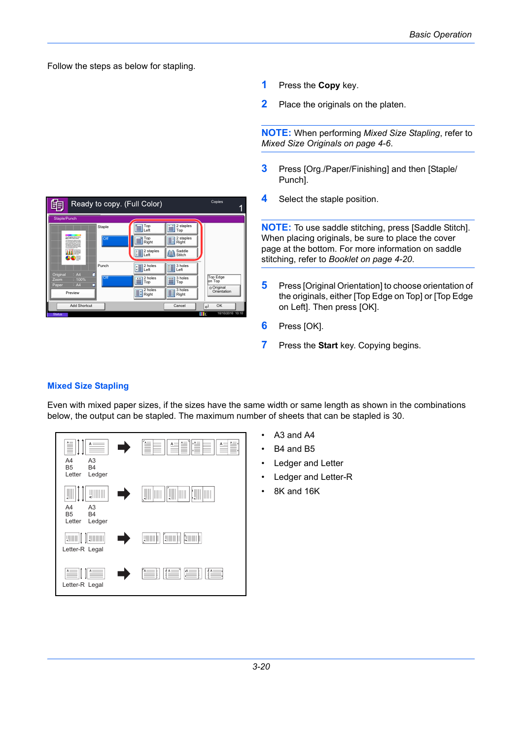Follow the steps as below for stapling.

**1** Press the **Copy** key.

**2** Place the originals on the platen.

**NOTE:** When performing *Mixed Size Stapling*, refer to *Mixed Size Originals on page 4-6*.

**3** Press [Org./Paper/Finishing] and then [Staple/Punch].

**4** Select the staple position.

**NOTE:** To use saddle stitching, press [Saddle Stitch]. When placing originals, be sure to place the cover page at the bottom. For more information on saddle stitching, refer to *Booklet on page 4-20*.

**5** Press [Original Orientation] to choose orientation of the originals, either [Top Edge on Top] or [Top Edge on Left]. Then press [OK].

**6** Press [OK].

**7** Press the **Start** key. Copying begins.

### Mixed Size Stapling

Even with mixed paper sizes, if the sizes have the same width or same length as shown in the combinations below, the output can be stapled. The maximum number of sheets that can be stapled is 30.

- A3 and A4
- B4 and B5
- Ledger and Letter
- Ledger and Letter-R
- 8K and 16K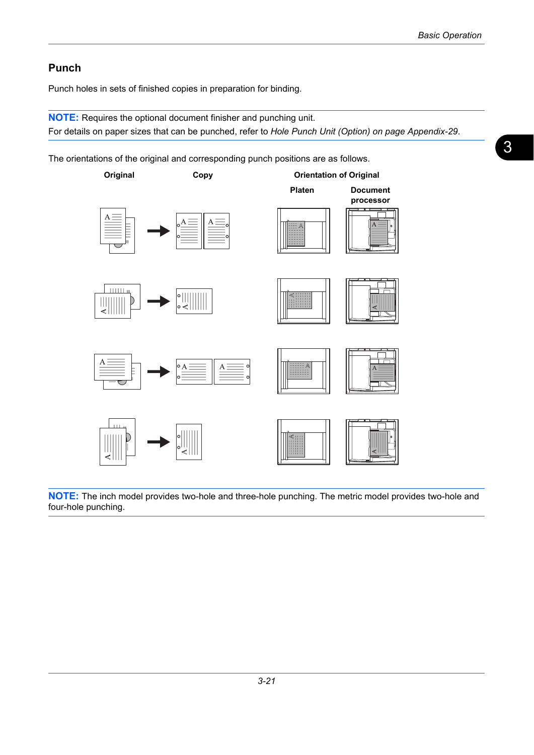## Punch

Punch holes in sets of finished copies in preparation for binding.

**NOTE:** Requires the optional document finisher and punching unit.
For details on paper sizes that can be punched, refer to *Hole Punch Unit (Option) on page Appendix-29*.

The orientations of the original and corresponding punch positions are as follows.

| Original | Copy | Orientation of Original | |
|---|---|---|---|
| | | Platen | Document processor |

**NOTE:** The inch model provides two-hole and three-hole punching. The metric model provides two-hole and four-hole punching.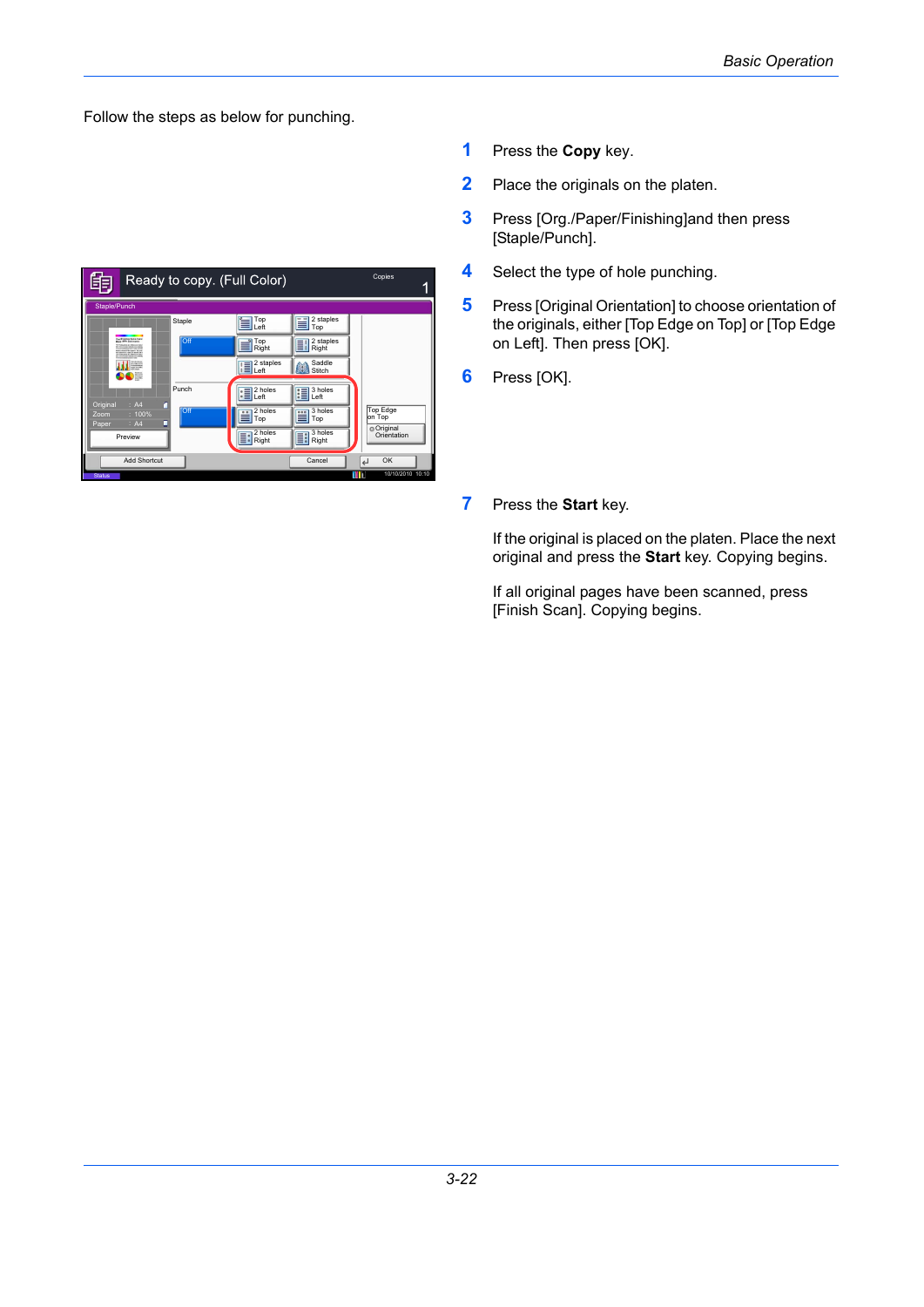Follow the steps as below for punching.

1. Press the **Copy** key.
2. Place the originals on the platen.
3. Press [Org./Paper/Finishing]and then press [Staple/Punch].
4. Select the type of hole punching.
5. Press [Original Orientation] to choose orientation of the originals, either [Top Edge on Top] or [Top Edge on Left]. Then press [OK].
6. Press [OK].
7. Press the **Start** key.

   If the original is placed on the platen. Place the next original and press the **Start** key. Copying begins.

   If all original pages have been scanned, press [Finish Scan]. Copying begins.